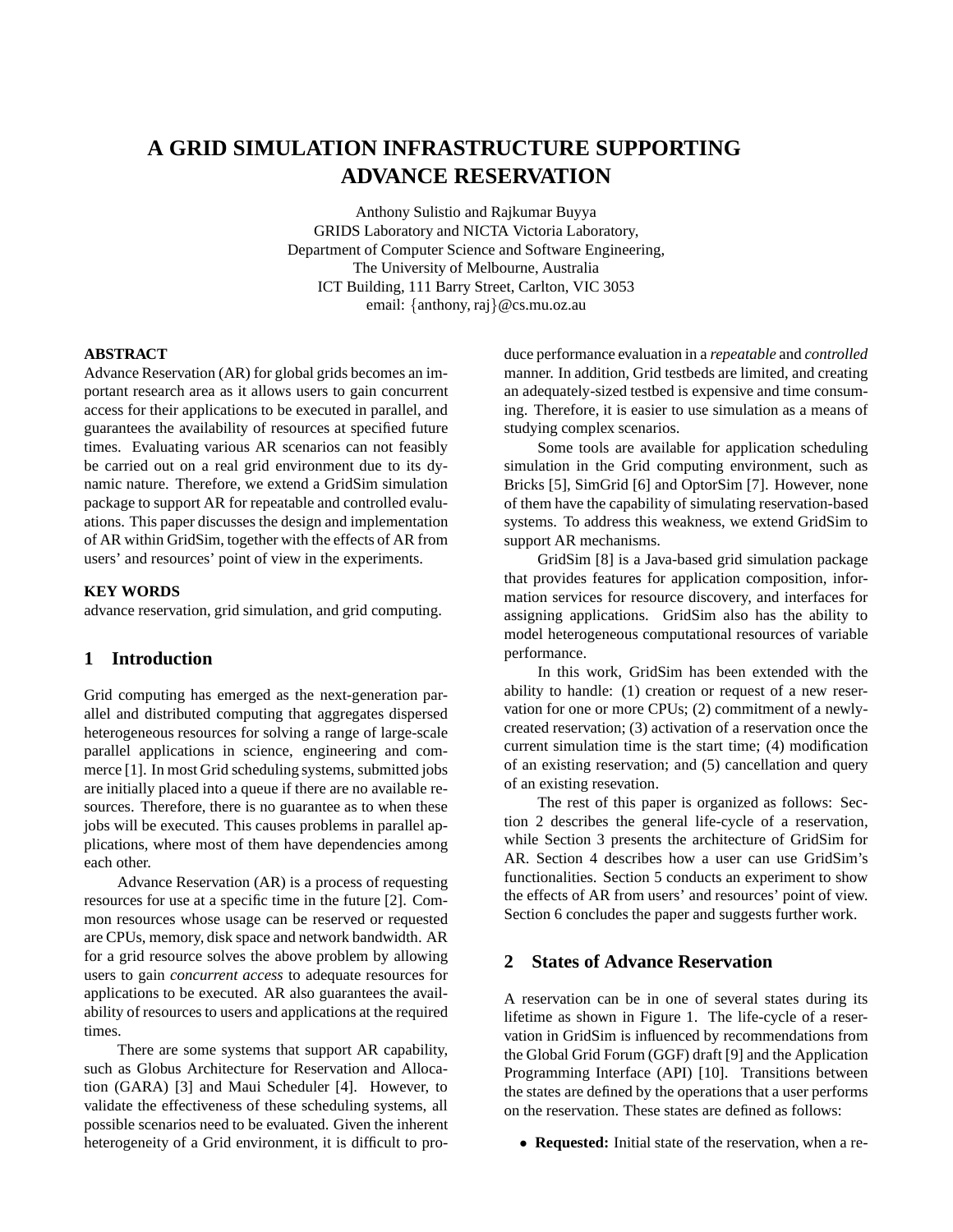# A GRID SIMULATION INFRASTRUCTURE SUPPORTING ADVANCE RESERVATION

Anthony Sulistio and Rajkumar Buyya
GRIDS Laboratory and NICTA Victoria Laboratory,
Department of Computer Science and Software Engineering,
The University of Melbourne, Australia
ICT Building, 111 Barry Street, Carlton, VIC 3053
email: {anthony, raj}@cs.mu.oz.au

**ABSTRACT**

Advance Reservation (AR) for global grids becomes an important research area as it allows users to gain concurrent access for their applications to be executed in parallel, and guarantees the availability of resources at specified future times. Evaluating various AR scenarios can not feasibly be carried out on a real grid environment due to its dynamic nature. Therefore, we extend a GridSim simulation package to support AR for repeatable and controlled evaluations. This paper discusses the design and implementation of AR within GridSim, together with the effects of AR from users' and resources' point of view in the experiments.

**KEY WORDS**

advance reservation, grid simulation, and grid computing.

## 1 Introduction

Grid computing has emerged as the next-generation parallel and distributed computing that aggregates dispersed heterogeneous resources for solving a range of large-scale parallel applications in science, engineering and commerce [1]. In most Grid scheduling systems, submitted jobs are initially placed into a queue if there are no available resources. Therefore, there is no guarantee as to when these jobs will be executed. This causes problems in parallel applications, where most of them have dependencies among each other.

Advance Reservation (AR) is a process of requesting resources for use at a specific time in the future [2]. Common resources whose usage can be reserved or requested are CPUs, memory, disk space and network bandwidth. AR for a grid resource solves the above problem by allowing users to gain *concurrent access* to adequate resources for applications to be executed. AR also guarantees the availability of resources to users and applications at the required times.

There are some systems that support AR capability, such as Globus Architecture for Reservation and Allocation (GARA) [3] and Maui Scheduler [4]. However, to validate the effectiveness of these scheduling systems, all possible scenarios need to be evaluated. Given the inherent heterogeneity of a Grid environment, it is difficult to produce performance evaluation in a *repeatable* and *controlled* manner. In addition, Grid testbeds are limited, and creating an adequately-sized testbed is expensive and time consuming. Therefore, it is easier to use simulation as a means of studying complex scenarios.

Some tools are available for application scheduling simulation in the Grid computing environment, such as Bricks [5], SimGrid [6] and OptorSim [7]. However, none of them have the capability of simulating reservation-based systems. To address this weakness, we extend GridSim to support AR mechanisms.

GridSim [8] is a Java-based grid simulation package that provides features for application composition, information services for resource discovery, and interfaces for assigning applications. GridSim also has the ability to model heterogeneous computational resources of variable performance.

In this work, GridSim has been extended with the ability to handle: (1) creation or request of a new reservation for one or more CPUs; (2) commitment of a newly-created reservation; (3) activation of a reservation once the current simulation time is the start time; (4) modification of an existing reservation; and (5) cancellation and query of an existing resevation.

The rest of this paper is organized as follows: Section 2 describes the general life-cycle of a reservation, while Section 3 presents the architecture of GridSim for AR. Section 4 describes how a user can use GridSim's functionalities. Section 5 conducts an experiment to show the effects of AR from users' and resources' point of view. Section 6 concludes the paper and suggests further work.

## 2 States of Advance Reservation

A reservation can be in one of several states during its lifetime as shown in Figure 1. The life-cycle of a reservation in GridSim is influenced by recommendations from the Global Grid Forum (GGF) draft [9] and the Application Programming Interface (API) [10]. Transitions between the states are defined by the operations that a user performs on the reservation. These states are defined as follows:

- **Requested:** Initial state of the reservation, when a re-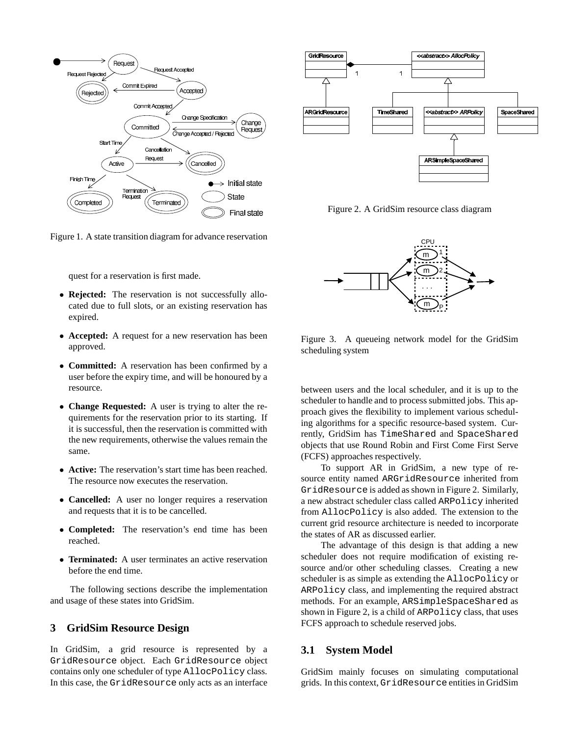Figure 1. A state transition diagram for advance reservation

quest for a reservation is first made.

- **Rejected:** The reservation is not successfully allocated due to full slots, or an existing reservation has expired.
- **Accepted:** A request for a new reservation has been approved.
- **Committed:** A reservation has been confirmed by a user before the expiry time, and will be honoured by a resource.
- **Change Requested:** A user is trying to alter the requirements for the reservation prior to its starting. If it is successful, then the reservation is committed with the new requirements, otherwise the values remain the same.
- **Active:** The reservation's start time has been reached. The resource now executes the reservation.
- **Cancelled:** A user no longer requires a reservation and requests that it is to be cancelled.
- **Completed:** The reservation's end time has been reached.
- **Terminated:** A user terminates an active reservation before the end time.

The following sections describe the implementation and usage of these states into GridSim.

## 3 GridSim Resource Design

In GridSim, a grid resource is represented by a `GridResource` object. Each `GridResource` object contains only one scheduler of type `AllocPolicy` class. In this case, the `GridResource` only acts as an interface between users and the local scheduler, and it is up to the scheduler to handle and to process submitted jobs. This approach gives the flexibility to implement various scheduling algorithms for a specific resource-based system. Currently, GridSim has `TimeShared` and `SpaceShared` objects that use Round Robin and First Come First Serve (FCFS) approaches respectively.

Figure 2. A GridSim resource class diagram

Figure 3. A queueing network model for the GridSim scheduling system

To support AR in GridSim, a new type of resource entity named `ARGridResource` inherited from `GridResource` is added as shown in Figure 2. Similarly, a new abstract scheduler class called `ARPolicy` inherited from `AllocPolicy` is also added. The extension to the current grid resource architecture is needed to incorporate the states of AR as discussed earlier.

The advantage of this design is that adding a new scheduler does not require modification of existing resource and/or other scheduling classes. Creating a new scheduler is as simple as extending the `AllocPolicy` or `ARPolicy` class, and implementing the required abstract methods. For an example, `ARSimpleSpaceShared` as shown in Figure 2, is a child of `ARPolicy` class, that uses FCFS approach to schedule reserved jobs.

### 3.1 System Model

GridSim mainly focuses on simulating computational grids. In this context, `GridResource` entities in GridSim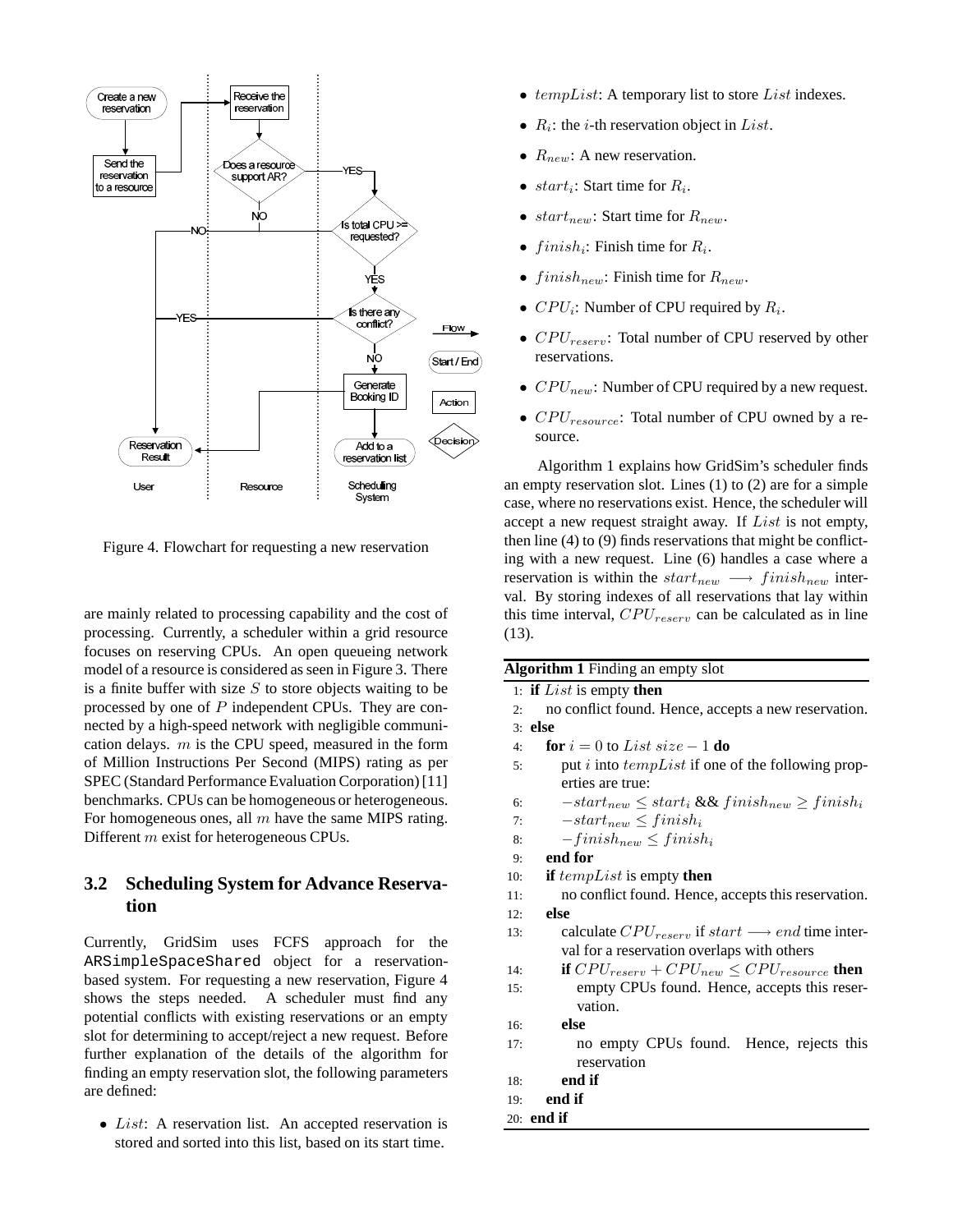Figure 4. Flowchart for requesting a new reservation

are mainly related to processing capability and the cost of processing. Currently, a scheduler within a grid resource focuses on reserving CPUs. An open queueing network model of a resource is considered as seen in Figure 3. There is a finite buffer with size $S$ to store objects waiting to be processed by one of $P$ independent CPUs. They are connected by a high-speed network with negligible communication delays. $m$ is the CPU speed, measured in the form of Million Instructions Per Second (MIPS) rating as per SPEC (Standard Performance Evaluation Corporation) [11] benchmarks. CPUs can be homogeneous or heterogeneous. For homogeneous ones, all $m$ have the same MIPS rating. Different $m$ exist for heterogeneous CPUs.

### 3.2 Scheduling System for Advance Reservation

Currently, GridSim uses FCFS approach for the `ARSimpleSpaceShared` object for a reservation-based system. For requesting a new reservation, Figure 4 shows the steps needed. A scheduler must find any potential conflicts with existing reservations or an empty slot for determining to accept/reject a new request. Before further explanation of the details of the algorithm for finding an empty reservation slot, the following parameters are defined:

- $List$: A reservation list. An accepted reservation is stored and sorted into this list, based on its start time.
- $tempList$: A temporary list to store $List$ indexes.
- $R_i$: the $i$-th reservation object in $List$.
- $R_{new}$: A new reservation.
- $start_i$: Start time for $R_i$.
- $start_{new}$: Start time for $R_{new}$.
- $finish_i$: Finish time for $R_i$.
- $finish_{new}$: Finish time for $R_{new}$.
- $CPU_i$: Number of CPU required by $R_i$.
- $CPU_{reserv}$: Total number of CPU reserved by other reservations.
- $CPU_{new}$: Number of CPU required by a new request.
- $CPU_{resource}$: Total number of CPU owned by a resource.

Algorithm 1 explains how GridSim's scheduler finds an empty reservation slot. Lines (1) to (2) are for a simple case, where no reservations exist. Hence, the scheduler will accept a new request straight away. If $List$ is not empty, then line (4) to (9) finds reservations that might be conflicting with a new request. Line (6) handles a case where a reservation is within the $start_{new} \longrightarrow finish_{new}$ interval. By storing indexes of all reservations that lay within this time interval, $CPU_{reserv}$ can be calculated as in line (13).

**Algorithm 1** Finding an empty slot

1: **if** $List$ is empty **then**
2: &nbsp;&nbsp;&nbsp;&nbsp;no conflict found. Hence, accepts a new reservation.
3: **else**
4: &nbsp;&nbsp;&nbsp;&nbsp;**for** $i = 0$ to $List\ size - 1$ **do**
5: &nbsp;&nbsp;&nbsp;&nbsp;&nbsp;&nbsp;&nbsp;&nbsp;put $i$ into $tempList$ if one of the following properties are true:
6: &nbsp;&nbsp;&nbsp;&nbsp;&nbsp;&nbsp;&nbsp;&nbsp;$-start_{new} \leq start_i$ && $finish_{new} \geq finish_i$
7: &nbsp;&nbsp;&nbsp;&nbsp;&nbsp;&nbsp;&nbsp;&nbsp;$-start_{new} \leq finish_i$
8: &nbsp;&nbsp;&nbsp;&nbsp;&nbsp;&nbsp;&nbsp;&nbsp;$-finish_{new} \leq finish_i$
9: &nbsp;&nbsp;&nbsp;&nbsp;**end for**
10: &nbsp;&nbsp;&nbsp;&nbsp;**if** $tempList$ is empty **then**
11: &nbsp;&nbsp;&nbsp;&nbsp;&nbsp;&nbsp;&nbsp;&nbsp;no conflict found. Hence, accepts this reservation.
12: &nbsp;&nbsp;&nbsp;&nbsp;**else**
13: &nbsp;&nbsp;&nbsp;&nbsp;&nbsp;&nbsp;&nbsp;&nbsp;calculate $CPU_{reserv}$ if $start \longrightarrow end$ time interval for a reservation overlaps with others
14: &nbsp;&nbsp;&nbsp;&nbsp;&nbsp;&nbsp;&nbsp;&nbsp;**if** $CPU_{reserv} + CPU_{new} \leq CPU_{resource}$ **then**
15: &nbsp;&nbsp;&nbsp;&nbsp;&nbsp;&nbsp;&nbsp;&nbsp;&nbsp;&nbsp;&nbsp;&nbsp;empty CPUs found. Hence, accepts this reservation.
16: &nbsp;&nbsp;&nbsp;&nbsp;&nbsp;&nbsp;&nbsp;&nbsp;**else**
17: &nbsp;&nbsp;&nbsp;&nbsp;&nbsp;&nbsp;&nbsp;&nbsp;&nbsp;&nbsp;&nbsp;&nbsp;no empty CPUs found. Hence, rejects this reservation
18: &nbsp;&nbsp;&nbsp;&nbsp;&nbsp;&nbsp;&nbsp;&nbsp;**end if**
19: &nbsp;&nbsp;&nbsp;&nbsp;**end if**
20: **end if**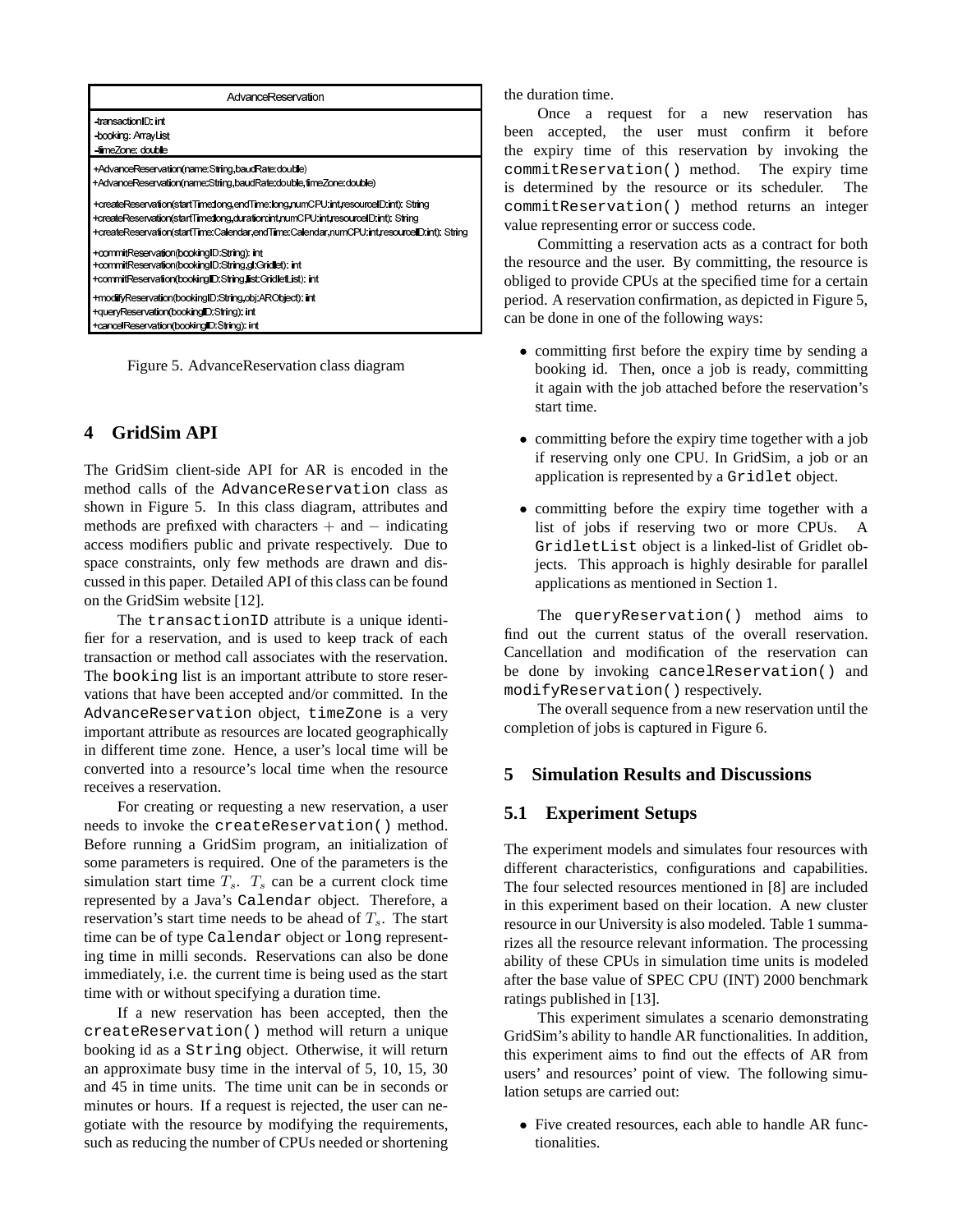| AdvanceReservation |
| --- |
| -transactionID: int<br>-booking: ArrayList<br>-timeZone: double |
| +AdvanceReservation(name:String,baudRate:double)<br>+AdvanceReservation(name:String,baudRate:double,timeZone:double)<br><br>+createReservation(startTime:long,endTime:long,numCPU:int,resourceID:int): String<br>+createReservation(startTime:long,duration:int,numCPU:int,resourceID:int): String<br>+createReservation(startTime:Calendar,endTime:Calendar,numCPU:int,resourceID:int): String<br><br>+commitReservation(bookingID:String): int<br>+commitReservation(bookingID:String,gl:Gridlet): int<br>+commitReservation(bookingID:String,list:GridletList): int<br><br>+modifyReservation(bookingID:String,obj:ARObject): int<br>+queryReservation(bookingID:String): int<br>+cancelReservation(bookingID:String): int |

Figure 5. AdvanceReservation class diagram

## 4 GridSim API

The GridSim client-side API for AR is encoded in the method calls of the `AdvanceReservation` class as shown in Figure 5. In this class diagram, attributes and methods are prefixed with characters $+$ and $-$ indicating access modifiers public and private respectively. Due to space constraints, only few methods are drawn and discussed in this paper. Detailed API of this class can be found on the GridSim website [12].

The `transactionID` attribute is a unique identifier for a reservation, and is used to keep track of each transaction or method call associates with the reservation. The `booking` list is an important attribute to store reservations that have been accepted and/or committed. In the `AdvanceReservation` object, `timeZone` is a very important attribute as resources are located geographically in different time zone. Hence, a user's local time will be converted into a resource's local time when the resource receives a reservation.

For creating or requesting a new reservation, a user needs to invoke the `createReservation()` method. Before running a GridSim program, an initialization of some parameters is required. One of the parameters is the simulation start time $T_s$. $T_s$ can be a current clock time represented by a Java's `Calendar` object. Therefore, a reservation's start time needs to be ahead of $T_s$. The start time can be of type `Calendar` object or `long` representing time in milli seconds. Reservations can also be done immediately, i.e. the current time is being used as the start time with or without specifying a duration time.

If a new reservation has been accepted, then the `createReservation()` method will return a unique booking id as a `String` object. Otherwise, it will return an approximate busy time in the interval of 5, 10, 15, 30 and 45 in time units. The time unit can be in seconds or minutes or hours. If a request is rejected, the user can negotiate with the resource by modifying the requirements, such as reducing the number of CPUs needed or shortening the duration time.

Once a request for a new reservation has been accepted, the user must confirm it before the expiry time of this reservation by invoking the `commitReservation()` method. The expiry time is determined by the resource or its scheduler. The `commitReservation()` method returns an integer value representing error or success code.

Committing a reservation acts as a contract for both the resource and the user. By committing, the resource is obliged to provide CPUs at the specified time for a certain period. A reservation confirmation, as depicted in Figure 5, can be done in one of the following ways:

- committing first before the expiry time by sending a booking id. Then, once a job is ready, committing it again with the job attached before the reservation's start time.
- committing before the expiry time together with a job if reserving only one CPU. In GridSim, a job or an application is represented by a `Gridlet` object.
- committing before the expiry time together with a list of jobs if reserving two or more CPUs. A `GridletList` object is a linked-list of Gridlet objects. This approach is highly desirable for parallel applications as mentioned in Section 1.

The `queryReservation()` method aims to find out the current status of the overall reservation. Cancellation and modification of the reservation can be done by invoking `cancelReservation()` and `modifyReservation()` respectively.

The overall sequence from a new reservation until the completion of jobs is captured in Figure 6.

## 5 Simulation Results and Discussions

### 5.1 Experiment Setups

The experiment models and simulates four resources with different characteristics, configurations and capabilities. The four selected resources mentioned in [8] are included in this experiment based on their location. A new cluster resource in our University is also modeled. Table 1 summarizes all the resource relevant information. The processing ability of these CPUs in simulation time units is modeled after the base value of SPEC CPU (INT) 2000 benchmark ratings published in [13].

This experiment simulates a scenario demonstrating GridSim's ability to handle AR functionalities. In addition, this experiment aims to find out the effects of AR from users' and resources' point of view. The following simulation setups are carried out:

- Five created resources, each able to handle AR functionalities.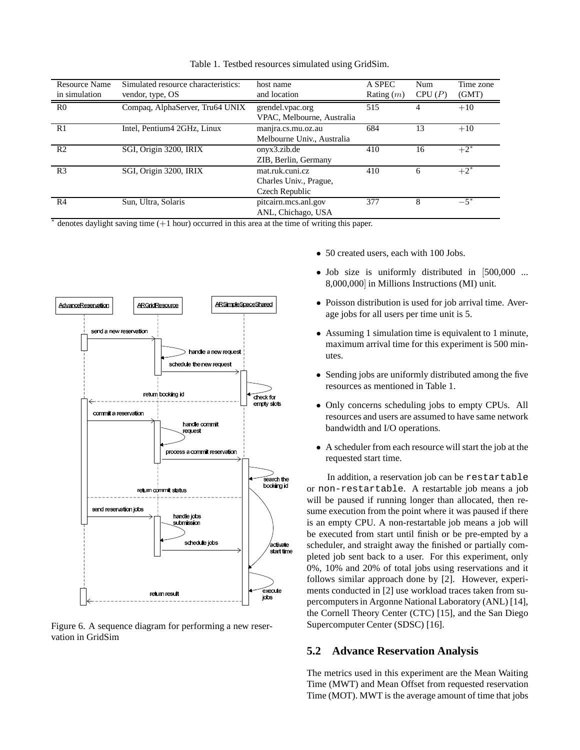Table 1. Testbed resources simulated using GridSim.

| Resource Name in simulation | Simulated resource characteristics: vendor, type, OS | host name and location | A SPEC Rating ($m$) | Num CPU ($P$) | Time zone (GMT) |
|---|---|---|---|---|---|
| R0 | Compaq, AlphaServer, Tru64 UNIX | grendel.vpac.org VPAC, Melbourne, Australia | 515 | 4 | $+10$ |
| R1 | Intel, Pentium4 2GHz, Linux | manjra.cs.mu.oz.au Melbourne Univ., Australia | 684 | 13 | $+10$ |
| R2 | SGI, Origin 3200, IRIX | onyx3.zib.de ZIB, Berlin, Germany | 410 | 16 | $+2^*$ |
| R3 | SGI, Origin 3200, IRIX | mat.ruk.cuni.cz Charles Univ., Prague, Czech Republic | 410 | 6 | $+2^*$ |
| R4 | Sun, Ultra, Solaris | pitcairn.mcs.anl.gov ANL, Chichago, USA | 377 | 8 | $-5^*$ |

$^*$ denotes daylight saving time ($+1$ hour) occurred in this area at the time of writing this paper.

Figure 6. A sequence diagram for performing a new reservation in GridSim

- 50 created users, each with 100 Jobs.
- Job size is uniformly distributed in [500,000 ... 8,000,000] in Millions Instructions (MI) unit.
- Poisson distribution is used for job arrival time. Average jobs for all users per time unit is 5.
- Assuming 1 simulation time is equivalent to 1 minute, maximum arrival time for this experiment is 500 minutes.
- Sending jobs are uniformly distributed among the five resources as mentioned in Table 1.
- Only concerns scheduling jobs to empty CPUs. All resources and users are assumed to have same network bandwidth and I/O operations.
- A scheduler from each resource will start the job at the requested start time.

In addition, a reservation job can be `restartable` or `non-restartable`. A restartable job means a job will be paused if running longer than allocated, then resume execution from the point where it was paused if there is an empty CPU. A non-restartable job means a job will be executed from start until finish or be pre-empted by a scheduler, and straight away the finished or partially completed job sent back to a user. For this experiment, only 0%, 10% and 20% of total jobs using reservations and it follows similar approach done by [2]. However, experiments conducted in [2] use workload traces taken from supercomputers in Argonne National Laboratory (ANL) [14], the Cornell Theory Center (CTC) [15], and the San Diego Supercomputer Center (SDSC) [16].

## 5.2 Advance Reservation Analysis

The metrics used in this experiment are the Mean Waiting Time (MWT) and Mean Offset from requested reservation Time (MOT). MWT is the average amount of time that jobs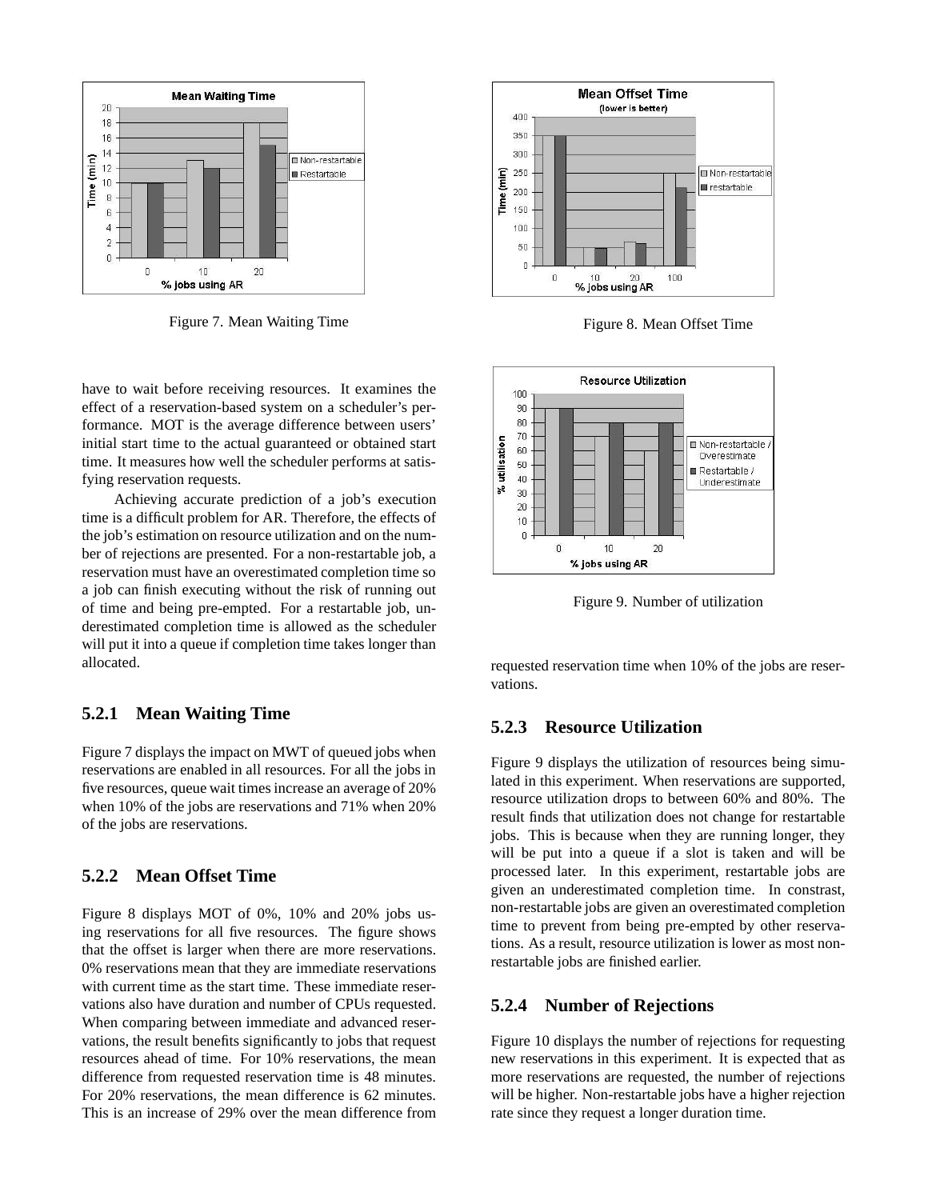Figure 7. Mean Waiting Time

Figure 8. Mean Offset Time

have to wait before receiving resources. It examines the effect of a reservation-based system on a scheduler's performance. MOT is the average difference between users' initial start time to the actual guaranteed or obtained start time. It measures how well the scheduler performs at satisfying reservation requests.

Achieving accurate prediction of a job's execution time is a difficult problem for AR. Therefore, the effects of the job's estimation on resource utilization and on the number of rejections are presented. For a non-restartable job, a reservation must have an overestimated completion time so a job can finish executing without the risk of running out of time and being pre-empted. For a restartable job, underestimated completion time is allowed as the scheduler will put it into a queue if completion time takes longer than allocated.

### 5.2.1 Mean Waiting Time

Figure 7 displays the impact on MWT of queued jobs when reservations are enabled in all resources. For all the jobs in five resources, queue wait times increase an average of 20% when 10% of the jobs are reservations and 71% when 20% of the jobs are reservations.

### 5.2.2 Mean Offset Time

Figure 8 displays MOT of 0%, 10% and 20% jobs using reservations for all five resources. The figure shows that the offset is larger when there are more reservations. 0% reservations mean that they are immediate reservations with current time as the start time. These immediate reservations also have duration and number of CPUs requested. When comparing between immediate and advanced reservations, the result benefits significantly to jobs that request resources ahead of time. For 10% reservations, the mean difference from requested reservation time is 48 minutes. For 20% reservations, the mean difference is 62 minutes. This is an increase of 29% over the mean difference from requested reservation time when 10% of the jobs are reservations.

Figure 9. Number of utilization

### 5.2.3 Resource Utilization

Figure 9 displays the utilization of resources being simulated in this experiment. When reservations are supported, resource utilization drops to between 60% and 80%. The result finds that utilization does not change for restartable jobs. This is because when they are running longer, they will be put into a queue if a slot is taken and will be processed later. In this experiment, restartable jobs are given an underestimated completion time. In constrast, non-restartable jobs are given an overestimated completion time to prevent from being pre-empted by other reservations. As a result, resource utilization is lower as most non-restartable jobs are finished earlier.

### 5.2.4 Number of Rejections

Figure 10 displays the number of rejections for requesting new reservations in this experiment. It is expected that as more reservations are requested, the number of rejections will be higher. Non-restartable jobs have a higher rejection rate since they request a longer duration time.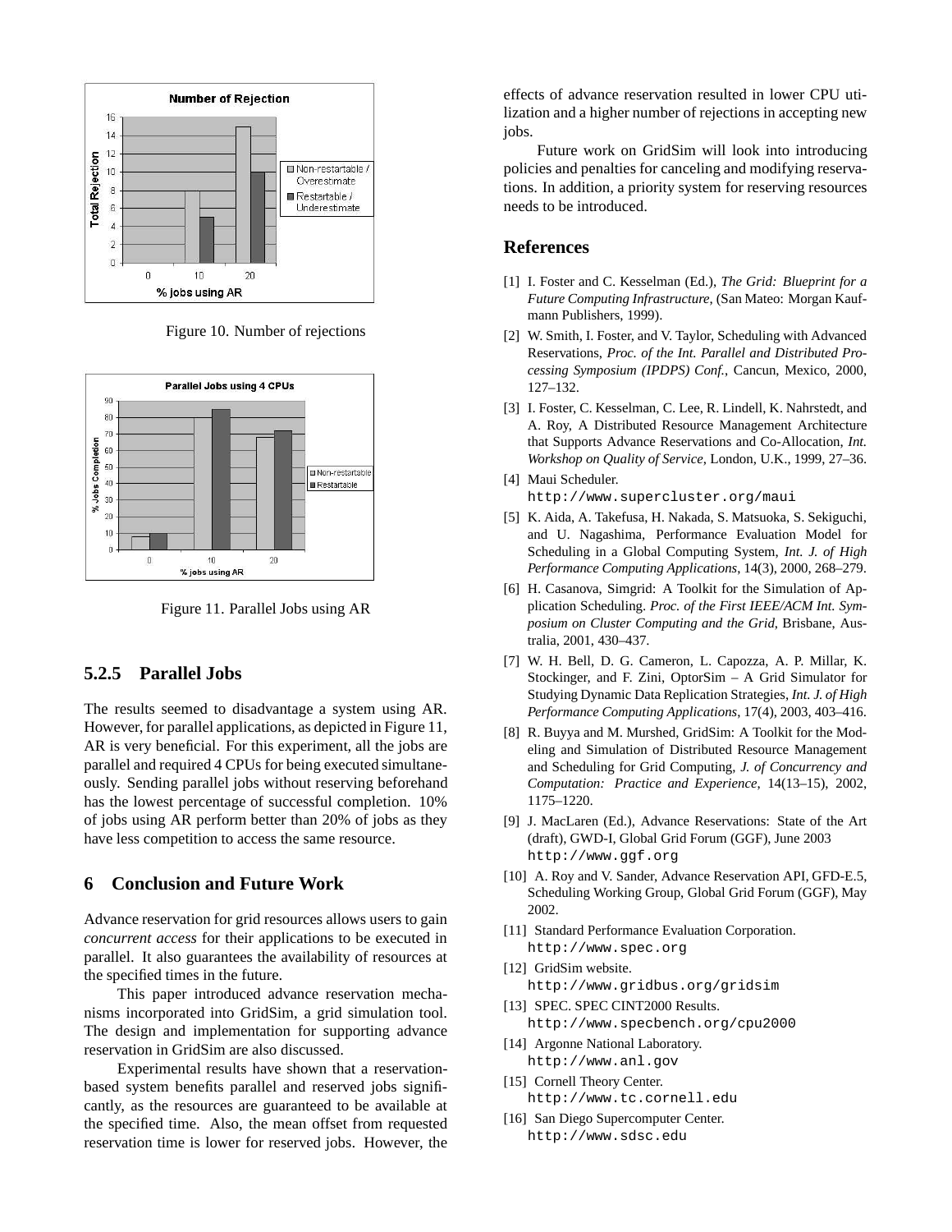Number of Rejection

Total Rejection

16
14
12
10
8
6
4
2
0

0 10 20

% jobs using AR

Non-restartable / Overestimate
Restartable / Underestimate

Figure 10. Number of rejections

Parallel Jobs using 4 CPUs

% Jobs Completion

90
80
70
60
50
40
30
20
10
0

0 10 20

% jobs using AR

Non-restartable
Restartable

Figure 11. Parallel Jobs using AR

### 5.2.5 Parallel Jobs

The results seemed to disadvantage a system using AR. However, for parallel applications, as depicted in Figure 11, AR is very beneficial. For this experiment, all the jobs are parallel and required 4 CPUs for being executed simultaneously. Sending parallel jobs without reserving beforehand has the lowest percentage of successful completion. 10% of jobs using AR perform better than 20% of jobs as they have less competition to access the same resource.

## 6 Conclusion and Future Work

Advance reservation for grid resources allows users to gain *concurrent access* for their applications to be executed in parallel. It also guarantees the availability of resources at the specified times in the future.

This paper introduced advance reservation mechanisms incorporated into GridSim, a grid simulation tool. The design and implementation for supporting advance reservation in GridSim are also discussed.

Experimental results have shown that a reservation-based system benefits parallel and reserved jobs significantly, as the resources are guaranteed to be available at the specified time. Also, the mean offset from requested reservation time is lower for reserved jobs. However, the effects of advance reservation resulted in lower CPU utilization and a higher number of rejections in accepting new jobs.

Future work on GridSim will look into introducing policies and penalties for canceling and modifying reservations. In addition, a priority system for reserving resources needs to be introduced.

## References

[1] I. Foster and C. Kesselman (Ed.), *The Grid: Blueprint for a Future Computing Infrastructure*, (San Mateo: Morgan Kaufmann Publishers, 1999).

[2] W. Smith, I. Foster, and V. Taylor, Scheduling with Advanced Reservations, *Proc. of the Int. Parallel and Distributed Processing Symposium (IPDPS) Conf.*, Cancun, Mexico, 2000, 127–132.

[3] I. Foster, C. Kesselman, C. Lee, R. Lindell, K. Nahrstedt, and A. Roy, A Distributed Resource Management Architecture that Supports Advance Reservations and Co-Allocation, *Int. Workshop on Quality of Service*, London, U.K., 1999, 27–36.

[4] Maui Scheduler. `http://www.supercluster.org/maui`

[5] K. Aida, A. Takefusa, H. Nakada, S. Matsuoka, S. Sekiguchi, and U. Nagashima, Performance Evaluation Model for Scheduling in a Global Computing System, *Int. J. of High Performance Computing Applications*, 14(3), 2000, 268–279.

[6] H. Casanova, Simgrid: A Toolkit for the Simulation of Application Scheduling. *Proc. of the First IEEE/ACM Int. Symposium on Cluster Computing and the Grid*, Brisbane, Australia, 2001, 430–437.

[7] W. H. Bell, D. G. Cameron, L. Capozza, A. P. Millar, K. Stockinger, and F. Zini, OptorSim – A Grid Simulator for Studying Dynamic Data Replication Strategies, *Int. J. of High Performance Computing Applications*, 17(4), 2003, 403–416.

[8] R. Buyya and M. Murshed, GridSim: A Toolkit for the Modeling and Simulation of Distributed Resource Management and Scheduling for Grid Computing, *J. of Concurrency and Computation: Practice and Experience*, 14(13–15), 2002, 1175–1220.

[9] J. MacLaren (Ed.), Advance Reservations: State of the Art (draft), GWD-I, Global Grid Forum (GGF), June 2003 `http://www.ggf.org`

[10] A. Roy and V. Sander, Advance Reservation API, GFD-E.5, Scheduling Working Group, Global Grid Forum (GGF), May 2002.

[11] Standard Performance Evaluation Corporation. `http://www.spec.org`

[12] GridSim website. `http://www.gridbus.org/gridsim`

[13] SPEC. SPEC CINT2000 Results. `http://www.specbench.org/cpu2000`

[14] Argonne National Laboratory. `http://www.anl.gov`

[15] Cornell Theory Center. `http://www.tc.cornell.edu`

[16] San Diego Supercomputer Center. `http://www.sdsc.edu`